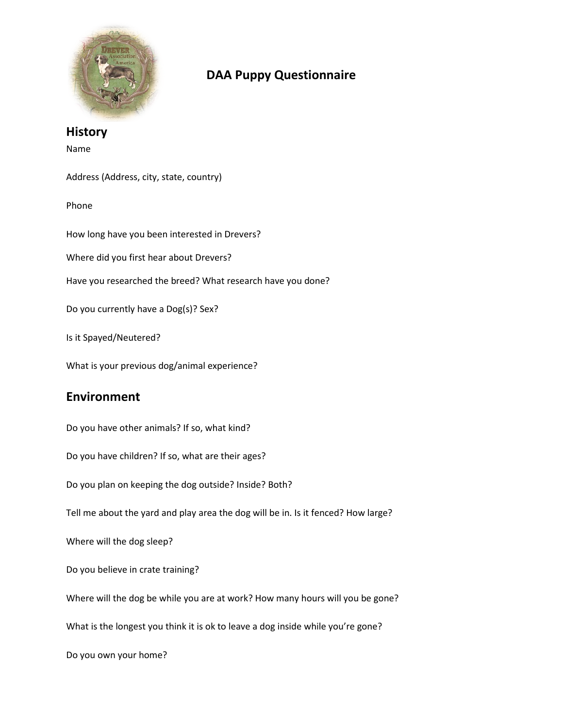# DAA Puppy Questionnaire

## History

Name

Address (Address, city, state, country)

Phone

How long have you been interested in Drevers?

Where did you first hear about Drevers?

Have you researched the breed? What research have you done?

Do you currently have a Dog(s)? Sex?

Is it Spayed/Neutered?

What is your previous dog/animal experience?

## Environment

Do you have other animals? If so, what kind?

Do you have children? If so, what are their ages?

Do you plan on keeping the dog outside? Inside? Both?

Tell me about the yard and play area the dog will be in. Is it fenced? How large?

Where will the dog sleep?

Do you believe in crate training?

Where will the dog be while you are at work? How many hours will you be gone?

What is the longest you think it is ok to leave a dog inside while you're gone?

Do you own your home?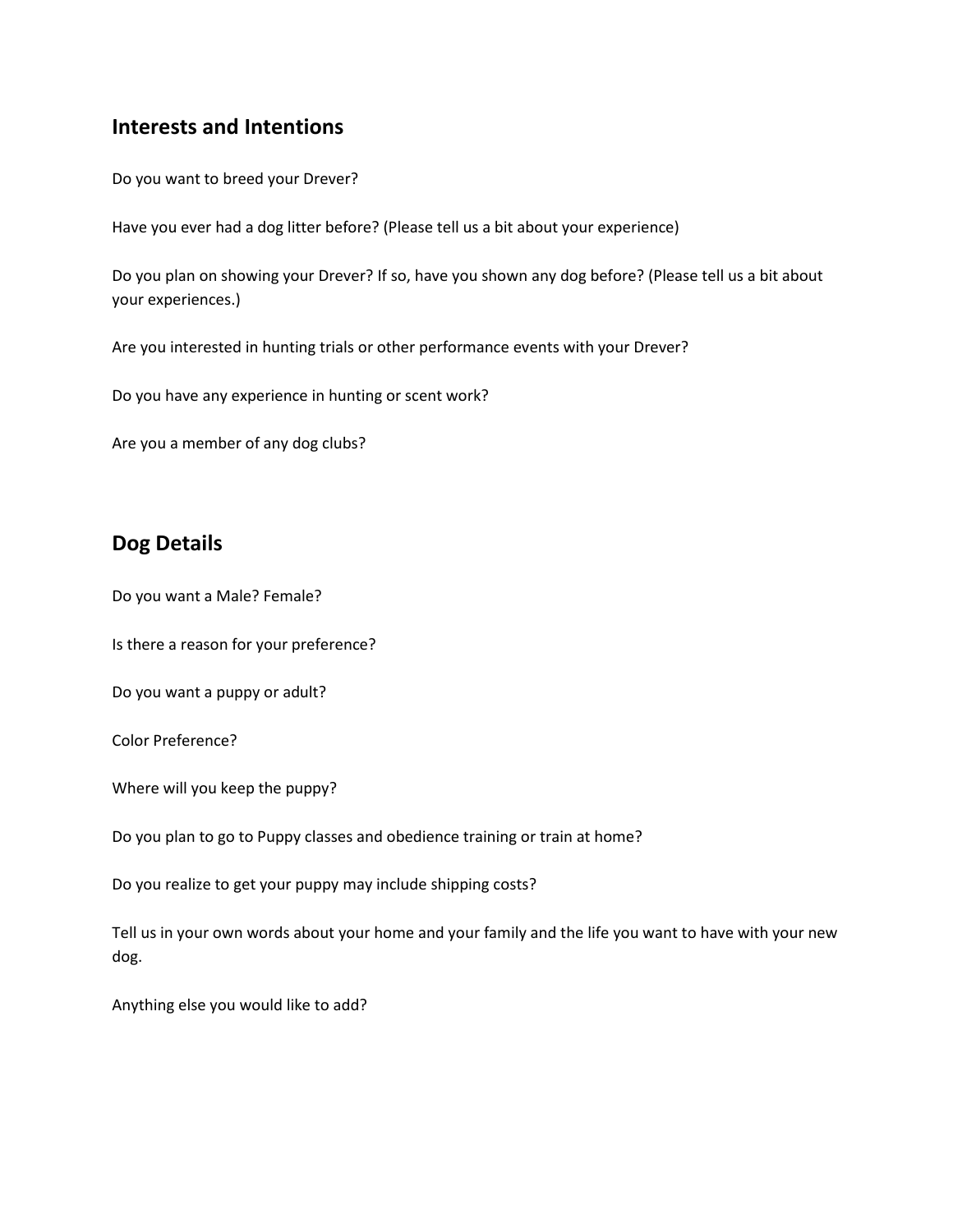## Interests and Intentions

Do you want to breed your Drever?

Have you ever had a dog litter before? (Please tell us a bit about your experience)

Do you plan on showing your Drever? If so, have you shown any dog before? (Please tell us a bit about your experiences.)

Are you interested in hunting trials or other performance events with your Drever?

Do you have any experience in hunting or scent work?

Are you a member of any dog clubs?

## Dog Details

Do you want a Male? Female?

Is there a reason for your preference?

Do you want a puppy or adult?

Color Preference?

Where will you keep the puppy?

Do you plan to go to Puppy classes and obedience training or train at home?

Do you realize to get your puppy may include shipping costs?

Tell us in your own words about your home and your family and the life you want to have with your new dog.

Anything else you would like to add?